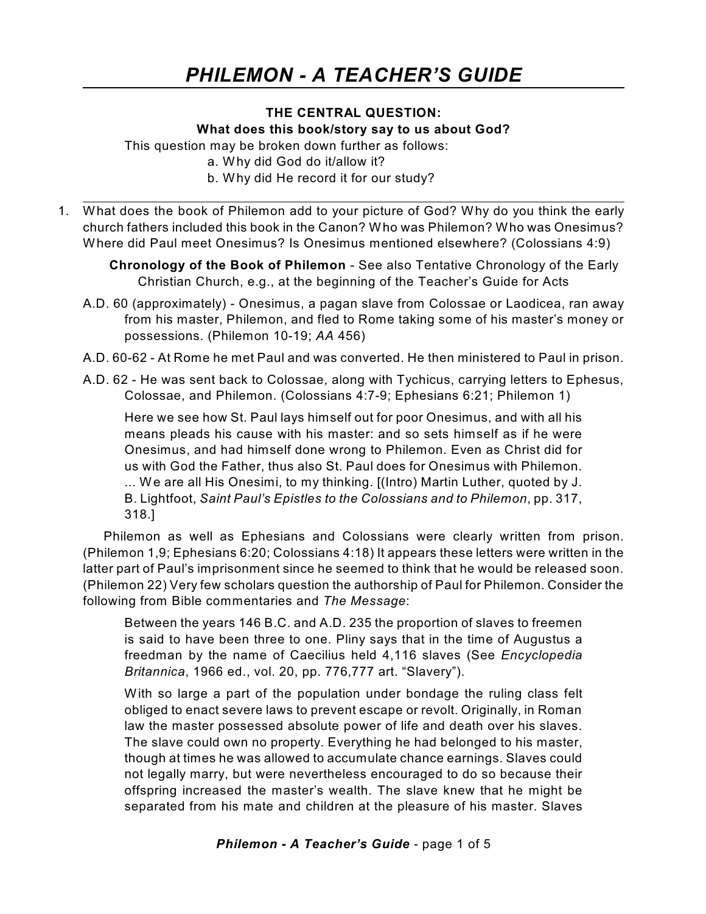# PHILEMON - A TEACHER'S GUIDE

**THE CENTRAL QUESTION:**
**What does this book/story say to us about God?**

This question may be broken down further as follows:

a. Why did God do it/allow it?
b. Why did He record it for our study?

---

1. What does the book of Philemon add to your picture of God? Why do you think the early church fathers included this book in the Canon? Who was Philemon? Who was Onesimus? Where did Paul meet Onesimus? Is Onesimus mentioned elsewhere? (Colossians 4:9)

**Chronology of the Book of Philemon** - See also Tentative Chronology of the Early Christian Church, e.g., at the beginning of the Teacher's Guide for Acts

A.D. 60 (approximately) - Onesimus, a pagan slave from Colossae or Laodicea, ran away from his master, Philemon, and fled to Rome taking some of his master's money or possessions. (Philemon 10-19; *AA* 456)

A.D. 60-62 - At Rome he met Paul and was converted. He then ministered to Paul in prison.

A.D. 62 - He was sent back to Colossae, along with Tychicus, carrying letters to Ephesus, Colossae, and Philemon. (Colossians 4:7-9; Ephesians 6:21; Philemon 1)

> Here we see how St. Paul lays himself out for poor Onesimus, and with all his means pleads his cause with his master: and so sets himself as if he were Onesimus, and had himself done wrong to Philemon. Even as Christ did for us with God the Father, thus also St. Paul does for Onesimus with Philemon. ... We are all His Onesimi, to my thinking. [(Intro) Martin Luther, quoted by J. B. Lightfoot, *Saint Paul's Epistles to the Colossians and to Philemon*, pp. 317, 318.]

Philemon as well as Ephesians and Colossians were clearly written from prison. (Philemon 1,9; Ephesians 6:20; Colossians 4:18) It appears these letters were written in the latter part of Paul's imprisonment since he seemed to think that he would be released soon. (Philemon 22) Very few scholars question the authorship of Paul for Philemon. Consider the following from Bible commentaries and *The Message*:

> Between the years 146 B.C. and A.D. 235 the proportion of slaves to freemen is said to have been three to one. Pliny says that in the time of Augustus a freedman by the name of Caecilius held 4,116 slaves (See *Encyclopedia Britannica*, 1966 ed., vol. 20, pp. 776,777 art. "Slavery").
>
> With so large a part of the population under bondage the ruling class felt obliged to enact severe laws to prevent escape or revolt. Originally, in Roman law the master possessed absolute power of life and death over his slaves. The slave could own no property. Everything he had belonged to his master, though at times he was allowed to accumulate chance earnings. Slaves could not legally marry, but were nevertheless encouraged to do so because their offspring increased the master's wealth. The slave knew that he might be separated from his mate and children at the pleasure of his master. Slaves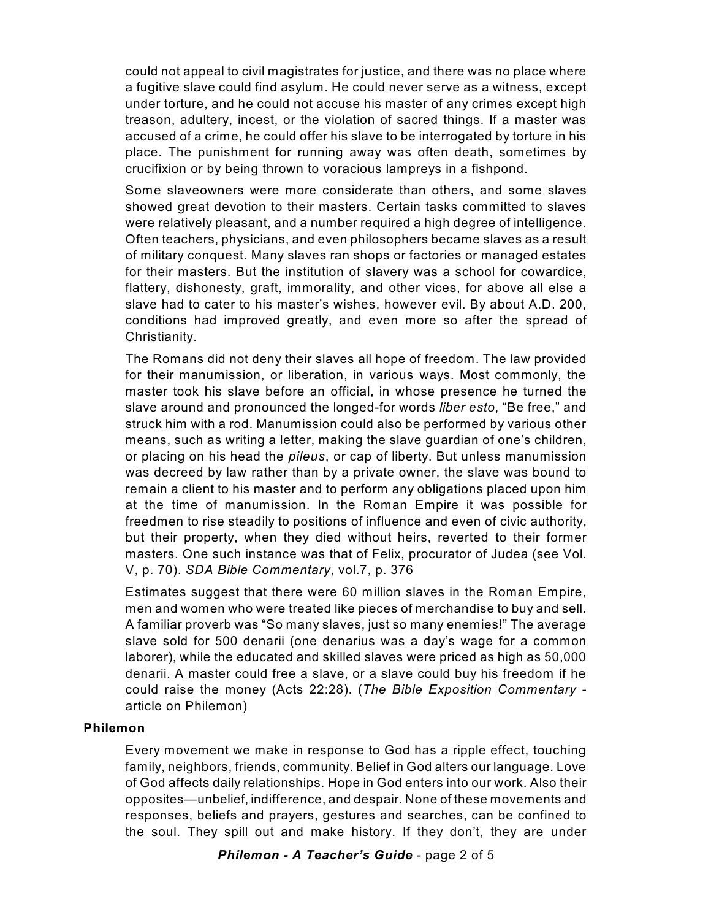could not appeal to civil magistrates for justice, and there was no place where a fugitive slave could find asylum. He could never serve as a witness, except under torture, and he could not accuse his master of any crimes except high treason, adultery, incest, or the violation of sacred things. If a master was accused of a crime, he could offer his slave to be interrogated by torture in his place. The punishment for running away was often death, sometimes by crucifixion or by being thrown to voracious lampreys in a fishpond.

Some slaveowners were more considerate than others, and some slaves showed great devotion to their masters. Certain tasks committed to slaves were relatively pleasant, and a number required a high degree of intelligence. Often teachers, physicians, and even philosophers became slaves as a result of military conquest. Many slaves ran shops or factories or managed estates for their masters. But the institution of slavery was a school for cowardice, flattery, dishonesty, graft, immorality, and other vices, for above all else a slave had to cater to his master's wishes, however evil. By about A.D. 200, conditions had improved greatly, and even more so after the spread of Christianity.

The Romans did not deny their slaves all hope of freedom. The law provided for their manumission, or liberation, in various ways. Most commonly, the master took his slave before an official, in whose presence he turned the slave around and pronounced the longed-for words *liber esto*, "Be free," and struck him with a rod. Manumission could also be performed by various other means, such as writing a letter, making the slave guardian of one's children, or placing on his head the *pileus*, or cap of liberty. But unless manumission was decreed by law rather than by a private owner, the slave was bound to remain a client to his master and to perform any obligations placed upon him at the time of manumission. In the Roman Empire it was possible for freedmen to rise steadily to positions of influence and even of civic authority, but their property, when they died without heirs, reverted to their former masters. One such instance was that of Felix, procurator of Judea (see Vol. V, p. 70). *SDA Bible Commentary*, vol.7, p. 376

Estimates suggest that there were 60 million slaves in the Roman Empire, men and women who were treated like pieces of merchandise to buy and sell. A familiar proverb was "So many slaves, just so many enemies!" The average slave sold for 500 denarii (one denarius was a day's wage for a common laborer), while the educated and skilled slaves were priced as high as 50,000 denarii. A master could free a slave, or a slave could buy his freedom if he could raise the money (Acts 22:28). (*The Bible Exposition Commentary* - article on Philemon)

**Philemon**

Every movement we make in response to God has a ripple effect, touching family, neighbors, friends, community. Belief in God alters our language. Love of God affects daily relationships. Hope in God enters into our work. Also their opposites—unbelief, indifference, and despair. None of these movements and responses, beliefs and prayers, gestures and searches, can be confined to the soul. They spill out and make history. If they don't, they are under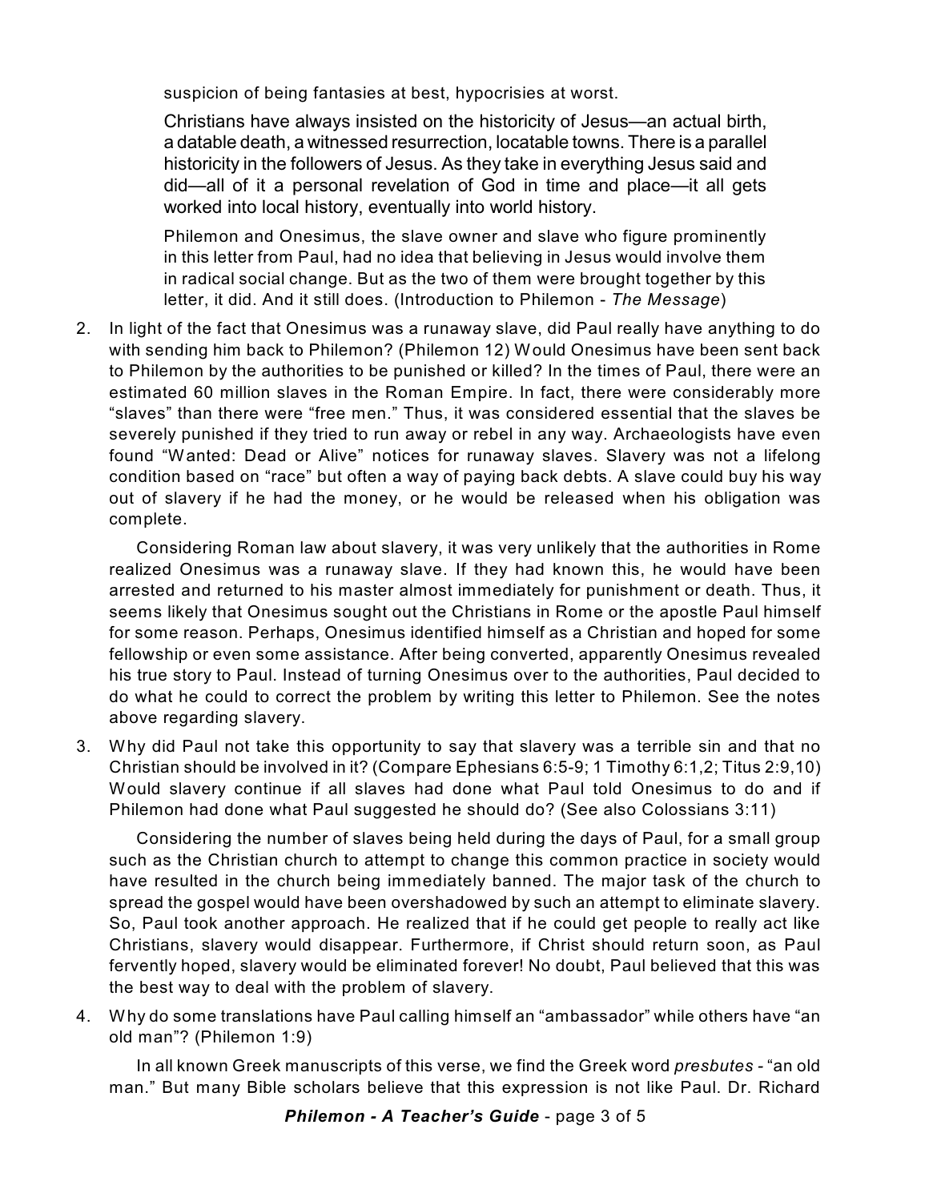suspicion of being fantasies at best, hypocrisies at worst.

> Christians have always insisted on the historicity of Jesus—an actual birth, a datable death, a witnessed resurrection, locatable towns. There is a parallel historicity in the followers of Jesus. As they take in everything Jesus said and did—all of it a personal revelation of God in time and place—it all gets worked into local history, eventually into world history.
>
> Philemon and Onesimus, the slave owner and slave who figure prominently in this letter from Paul, had no idea that believing in Jesus would involve them in radical social change. But as the two of them were brought together by this letter, it did. And it still does. (Introduction to Philemon - *The Message*)

2. In light of the fact that Onesimus was a runaway slave, did Paul really have anything to do with sending him back to Philemon? (Philemon 12) Would Onesimus have been sent back to Philemon by the authorities to be punished or killed? In the times of Paul, there were an estimated 60 million slaves in the Roman Empire. In fact, there were considerably more "slaves" than there were "free men." Thus, it was considered essential that the slaves be severely punished if they tried to run away or rebel in any way. Archaeologists have even found "Wanted: Dead or Alive" notices for runaway slaves. Slavery was not a lifelong condition based on "race" but often a way of paying back debts. A slave could buy his way out of slavery if he had the money, or he would be released when his obligation was complete.

   Considering Roman law about slavery, it was very unlikely that the authorities in Rome realized Onesimus was a runaway slave. If they had known this, he would have been arrested and returned to his master almost immediately for punishment or death. Thus, it seems likely that Onesimus sought out the Christians in Rome or the apostle Paul himself for some reason. Perhaps, Onesimus identified himself as a Christian and hoped for some fellowship or even some assistance. After being converted, apparently Onesimus revealed his true story to Paul. Instead of turning Onesimus over to the authorities, Paul decided to do what he could to correct the problem by writing this letter to Philemon. See the notes above regarding slavery.

3. Why did Paul not take this opportunity to say that slavery was a terrible sin and that no Christian should be involved in it? (Compare Ephesians 6:5-9; 1 Timothy 6:1,2; Titus 2:9,10) Would slavery continue if all slaves had done what Paul told Onesimus to do and if Philemon had done what Paul suggested he should do? (See also Colossians 3:11)

   Considering the number of slaves being held during the days of Paul, for a small group such as the Christian church to attempt to change this common practice in society would have resulted in the church being immediately banned. The major task of the church to spread the gospel would have been overshadowed by such an attempt to eliminate slavery. So, Paul took another approach. He realized that if he could get people to really act like Christians, slavery would disappear. Furthermore, if Christ should return soon, as Paul fervently hoped, slavery would be eliminated forever! No doubt, Paul believed that this was the best way to deal with the problem of slavery.

4. Why do some translations have Paul calling himself an "ambassador" while others have "an old man"? (Philemon 1:9)

   In all known Greek manuscripts of this verse, we find the Greek word *presbutes* - "an old man." But many Bible scholars believe that this expression is not like Paul. Dr. Richard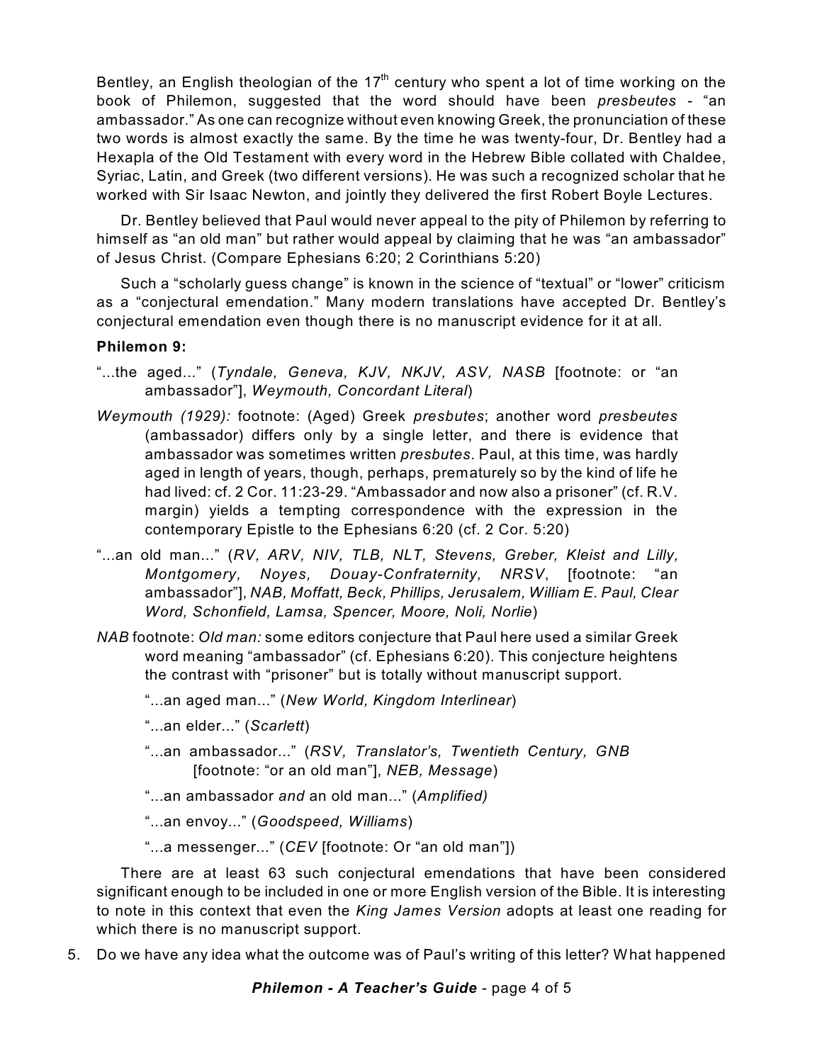Bentley, an English theologian of the 17th century who spent a lot of time working on the book of Philemon, suggested that the word should have been *presbeutes* - "an ambassador." As one can recognize without even knowing Greek, the pronunciation of these two words is almost exactly the same. By the time he was twenty-four, Dr. Bentley had a Hexapla of the Old Testament with every word in the Hebrew Bible collated with Chaldee, Syriac, Latin, and Greek (two different versions). He was such a recognized scholar that he worked with Sir Isaac Newton, and jointly they delivered the first Robert Boyle Lectures.

Dr. Bentley believed that Paul would never appeal to the pity of Philemon by referring to himself as "an old man" but rather would appeal by claiming that he was "an ambassador" of Jesus Christ. (Compare Ephesians 6:20; 2 Corinthians 5:20)

Such a "scholarly guess change" is known in the science of "textual" or "lower" criticism as a "conjectural emendation." Many modern translations have accepted Dr. Bentley's conjectural emendation even though there is no manuscript evidence for it at all.

**Philemon 9:**

"...the aged..." (*Tyndale, Geneva, KJV, NKJV, ASV, NASB* [footnote: or "an ambassador"], *Weymouth, Concordant Literal*)

*Weymouth (1929):* footnote: (Aged) Greek *presbutes*; another word *presbeutes* (ambassador) differs only by a single letter, and there is evidence that ambassador was sometimes written *presbutes*. Paul, at this time, was hardly aged in length of years, though, perhaps, prematurely so by the kind of life he had lived: cf. 2 Cor. 11:23-29. "Ambassador and now also a prisoner" (cf. R.V. margin) yields a tempting correspondence with the expression in the contemporary Epistle to the Ephesians 6:20 (cf. 2 Cor. 5:20)

"...an old man..." (*RV, ARV, NIV, TLB, NLT, Stevens, Greber, Kleist and Lilly, Montgomery, Noyes, Douay-Confraternity, NRSV*, [footnote: "an ambassador"], *NAB, Moffatt, Beck, Phillips, Jerusalem, William E. Paul, Clear Word, Schonfield, Lamsa, Spencer, Moore, Noli, Norlie*)

*NAB* footnote: *Old man:* some editors conjecture that Paul here used a similar Greek word meaning "ambassador" (cf. Ephesians 6:20). This conjecture heightens the contrast with "prisoner" but is totally without manuscript support.

"...an aged man..." (*New World, Kingdom Interlinear*)

"...an elder..." (*Scarlett*)

"...an ambassador..." (*RSV, Translator's, Twentieth Century, GNB* [footnote: "or an old man"], *NEB, Message*)

"...an ambassador *and* an old man..." (*Amplified)*

"...an envoy..." (*Goodspeed, Williams*)

"...a messenger..." (*CEV* [footnote: Or "an old man"])

There are at least 63 such conjectural emendations that have been considered significant enough to be included in one or more English version of the Bible. It is interesting to note in this context that even the *King James Version* adopts at least one reading for which there is no manuscript support.

5. Do we have any idea what the outcome was of Paul's writing of this letter? What happened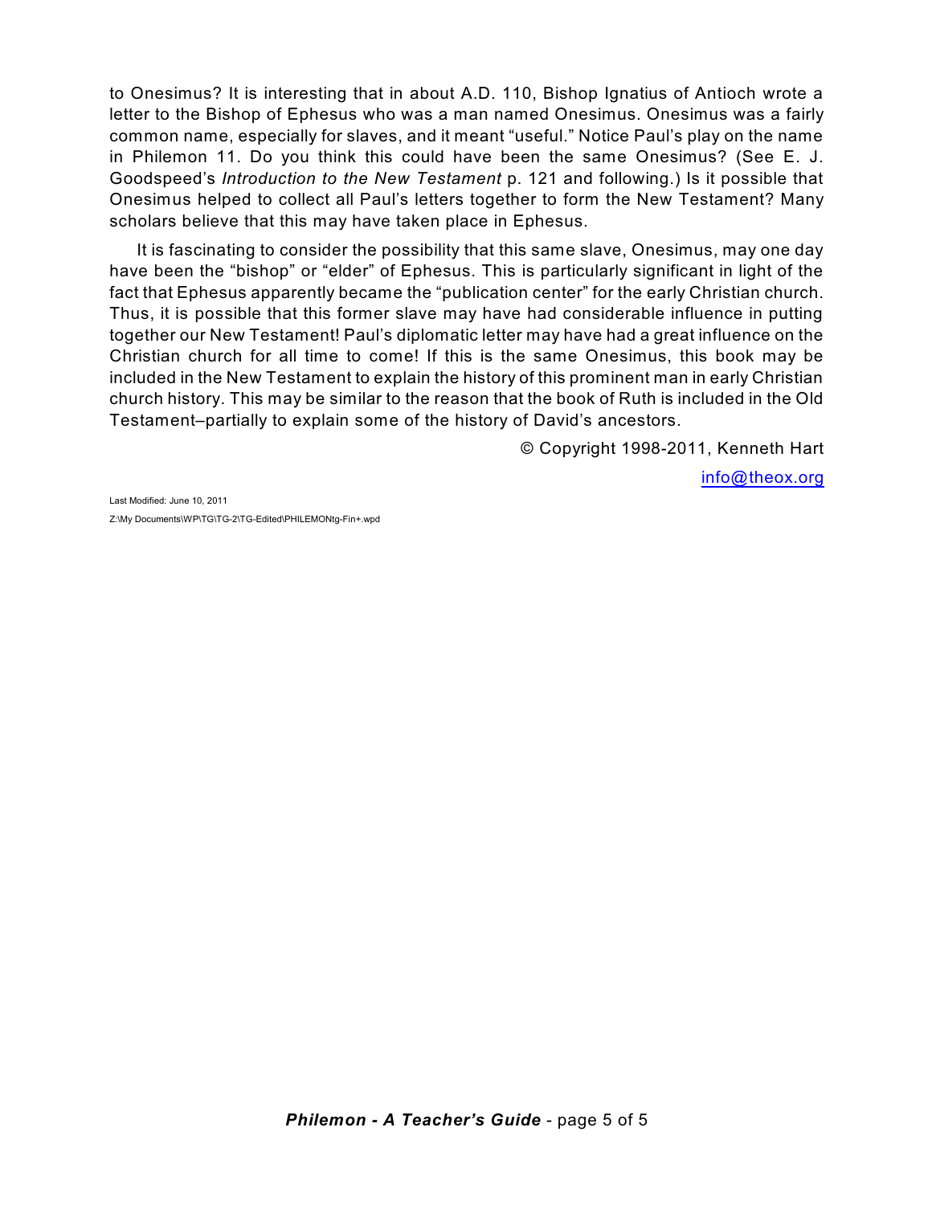to Onesimus? It is interesting that in about A.D. 110, Bishop Ignatius of Antioch wrote a letter to the Bishop of Ephesus who was a man named Onesimus. Onesimus was a fairly common name, especially for slaves, and it meant "useful." Notice Paul's play on the name in Philemon 11. Do you think this could have been the same Onesimus? (See E. J. Goodspeed's *Introduction to the New Testament* p. 121 and following.) Is it possible that Onesimus helped to collect all Paul's letters together to form the New Testament? Many scholars believe that this may have taken place in Ephesus.

It is fascinating to consider the possibility that this same slave, Onesimus, may one day have been the "bishop" or "elder" of Ephesus. This is particularly significant in light of the fact that Ephesus apparently became the "publication center" for the early Christian church. Thus, it is possible that this former slave may have had considerable influence in putting together our New Testament! Paul's diplomatic letter may have had a great influence on the Christian church for all time to come! If this is the same Onesimus, this book may be included in the New Testament to explain the history of this prominent man in early Christian church history. This may be similar to the reason that the book of Ruth is included in the Old Testament–partially to explain some of the history of David's ancestors.

© Copyright 1998-2011, Kenneth Hart

info@theox.org

Last Modified: June 10, 2011

Z:\My Documents\WP\TG\TG-2\TG-Edited\PHILEMONtg-Fin+.wpd